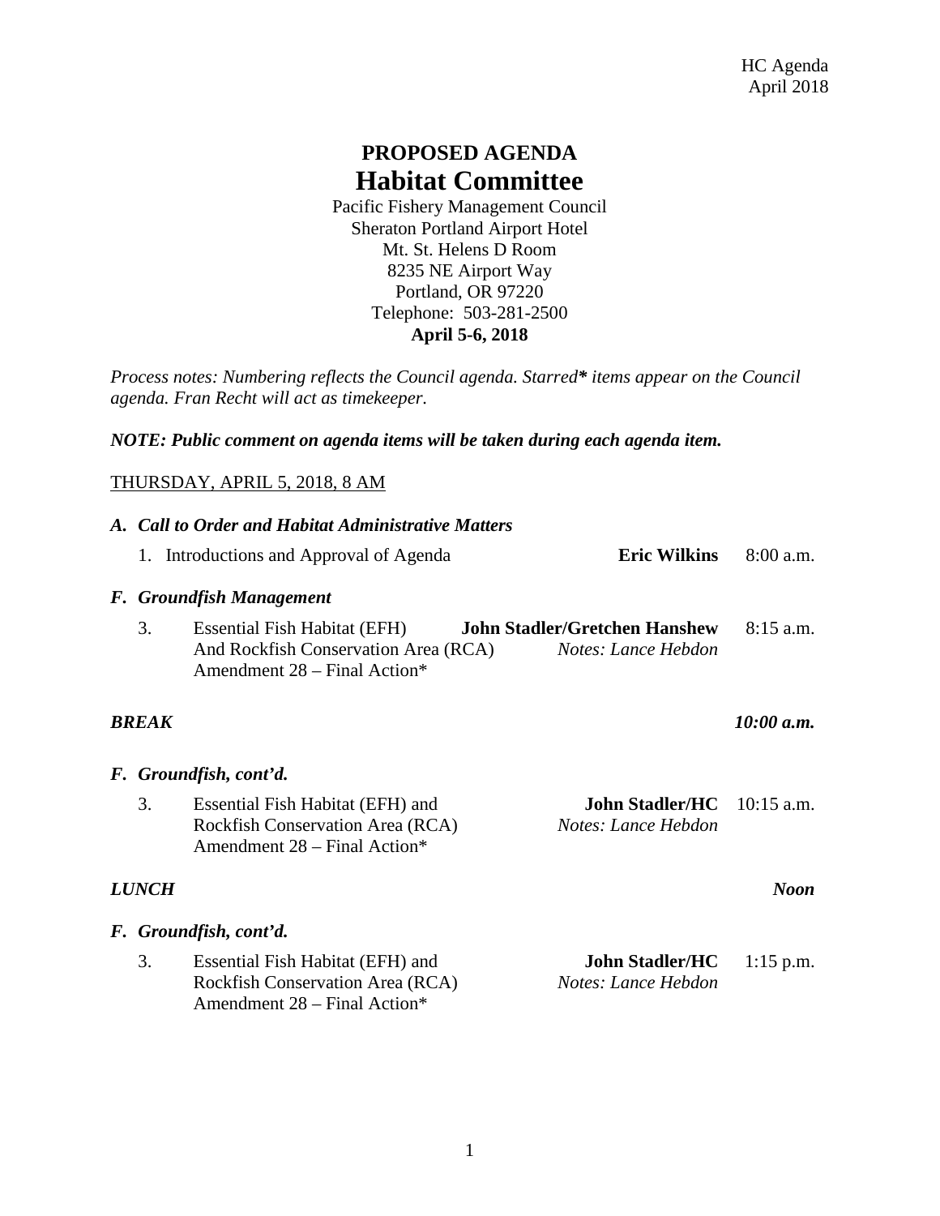HC Agenda
April 2018

# PROPOSED AGENDA
# Habitat Committee

Pacific Fishery Management Council
Sheraton Portland Airport Hotel
Mt. St. Helens D Room
8235 NE Airport Way
Portland, OR 97220
Telephone: 503-281-2500
**April 5-6, 2018**

*Process notes: Numbering reflects the Council agenda. Starred* items appear on the Council agenda. Fran Recht will act as timekeeper.*

***NOTE: Public comment on agenda items will be taken during each agenda item.***

<u>THURSDAY, APRIL 5, 2018, 8 AM</u>

***A. Call to Order and Habitat Administrative Matters***

1. Introductions and Approval of Agenda — **Eric Wilkins** — 8:00 a.m.

***F. Groundfish Management***

3. Essential Fish Habitat (EFH) And Rockfish Conservation Area (RCA) Amendment 28 – Final Action* — **John Stadler/Gretchen Hanshew** *Notes: Lance Hebdon* — 8:15 a.m.

***BREAK*** — ***10:00 a.m.***

***F. Groundfish, cont'd.***

3. Essential Fish Habitat (EFH) and Rockfish Conservation Area (RCA) Amendment 28 – Final Action* — **John Stadler/HC** *Notes: Lance Hebdon* — 10:15 a.m.

***LUNCH*** — ***Noon***

***F. Groundfish, cont'd.***

3. Essential Fish Habitat (EFH) and Rockfish Conservation Area (RCA) Amendment 28 – Final Action* — **John Stadler/HC** *Notes: Lance Hebdon* — 1:15 p.m.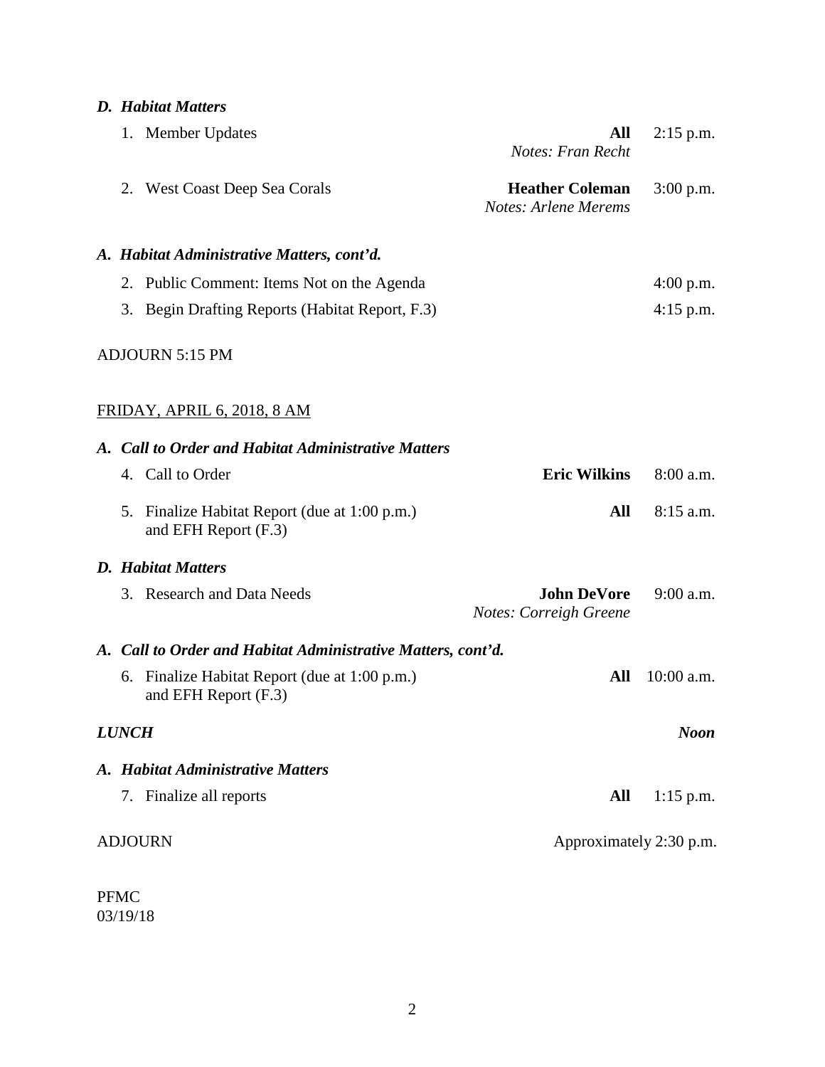***D. Habitat Matters***

1. Member Updates — **All** — *Notes: Fran Recht* — 2:15 p.m.

2. West Coast Deep Sea Corals — **Heather Coleman** — *Notes: Arlene Merems* — 3:00 p.m.

***A. Habitat Administrative Matters, cont'd.***

2. Public Comment: Items Not on the Agenda — 4:00 p.m.
3. Begin Drafting Reports (Habitat Report, F.3) — 4:15 p.m.

ADJOURN 5:15 PM

FRIDAY, APRIL 6, 2018, 8 AM

***A. Call to Order and Habitat Administrative Matters***

4. Call to Order — **Eric Wilkins** — 8:00 a.m.

5. Finalize Habitat Report (due at 1:00 p.m.) and EFH Report (F.3) — **All** — 8:15 a.m.

***D. Habitat Matters***

3. Research and Data Needs — **John DeVore** — *Notes: Correigh Greene* — 9:00 a.m.

***A. Call to Order and Habitat Administrative Matters, cont'd.***

6. Finalize Habitat Report (due at 1:00 p.m.) and EFH Report (F.3) — **All** — 10:00 a.m.

***LUNCH*** — ***Noon***

***A. Habitat Administrative Matters***

7. Finalize all reports — **All** — 1:15 p.m.

ADJOURN — Approximately 2:30 p.m.

PFMC
03/19/18